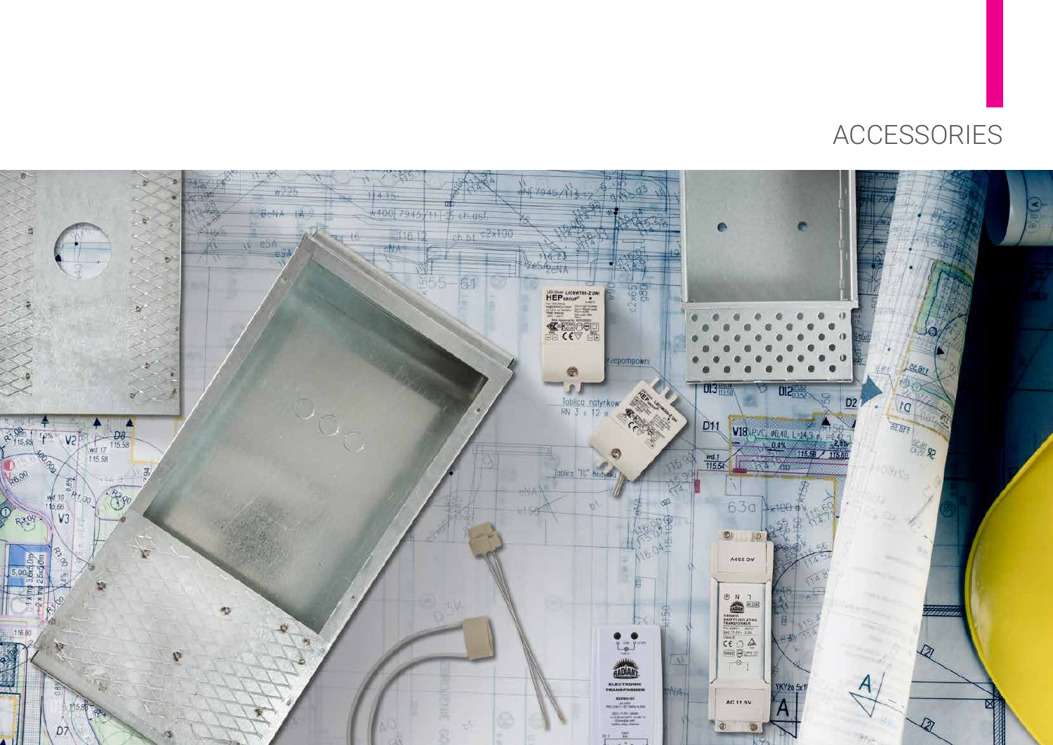# ACCESSORIES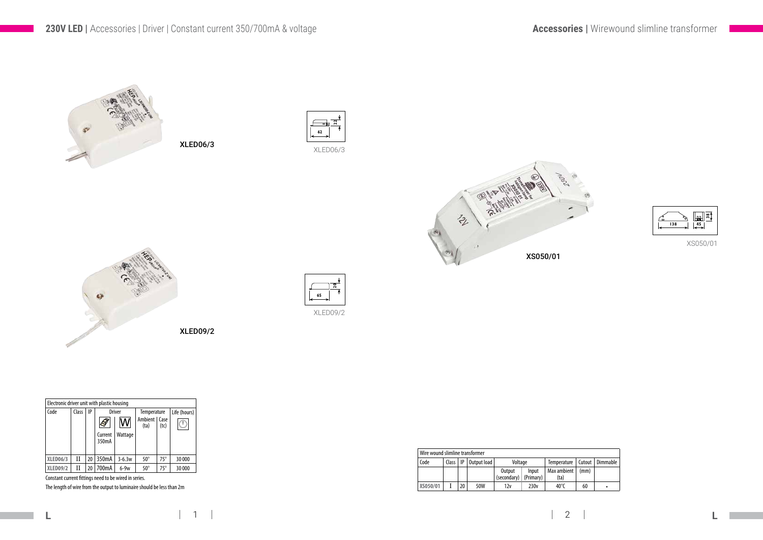# 230V LED | Accessories | Driver | Constant current 350/700mA & voltage

XLED06/3

XLED09/2

| Electronic driver unit with plastic housing | | | | | | | |
|---|---|---|---|---|---|---|---|
| Code | Class | IP | Driver | | Temperature | | Life (hours) |
| | | | Current 350mA | Wattage | Ambient (ta) | Case (tc) | |
| XLED06/3 | II | 20 | 350mA | 3-6.3w | 50° | 75° | 30 000 |
| XLED09/2 | II | 20 | 700mA | 6-9w | 50° | 75° | 30 000 |

Constant current fittings need to be wired in series.

The length of wire from the output to luminaire should be less than 2m

# Accessories | Wirewound slimline transformer

XS050/01

| Wire wound slimline transformer | | | | | | | | |
|---|---|---|---|---|---|---|---|---|
| Code | Class | IP | Output load | Voltage | | Temperature | Cutout | Dimmable |
| | | | | Output (secondary) | Input (Primary) | Max ambient (ta) | (mm) | |
| XS050/01 | I | 20 | 50W | 12v | 230v | 40°C | 60 | • |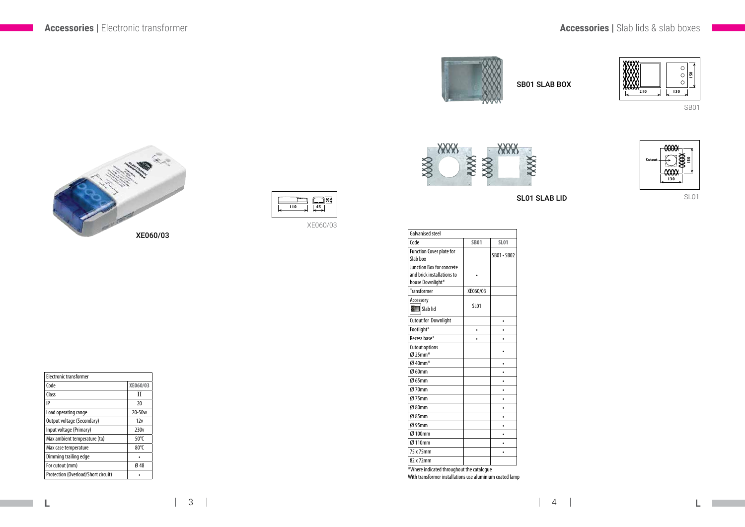## **Accessories** | Electronic transformer

XE060/03

XE060/03

| Electronic transformer | |
|---|---|
| Code | XE060/03 |
| Class | II |
| IP | 20 |
| Load operating range | 20-50w |
| Output voltage (Secondary) | 12v |
| Input voltage (Primary) | 230v |
| Max ambient temperature (ta) | 50°C |
| Max case temperature | 80°C |
| Dimming trailing edge | • |
| For cutout (mm) | Ø 48 |
| Protection (Overload/Short circuit) | • |

## **Accessories** | Slab lids & slab boxes

SB01 SLAB BOX

SB01

SL01 SLAB LID

SL01

| Galvanised steel | | |
|---|---|---|
| Code | SB01 | SL01 |
| Function Cover plate for Slab box | | SB01 • SB02 |
| Junction Box for concrete and brick installations to house Downlight* | • | |
| Transformer | XE060/03 | |
| Accessory Slab lid | SL01 | |
| Cutout for Downlight | | • |
| Footlight* | • | • |
| Recess base* | • | • |
| Cutout options Ø 25mm* | | • |
| Ø 40mm* | | • |
| Ø 60mm | | • |
| Ø 65mm | | • |
| Ø 70mm | | • |
| Ø 75mm | | • |
| Ø 80mm | | • |
| Ø 85mm | | • |
| Ø 95mm | | • |
| Ø 100mm | | • |
| Ø 110mm | | • |
| 75 x 75mm | | • |
| 82 x 72mm | | |

*Where indicated throughout the catalogue
With transformer installations use aluminium coated lamp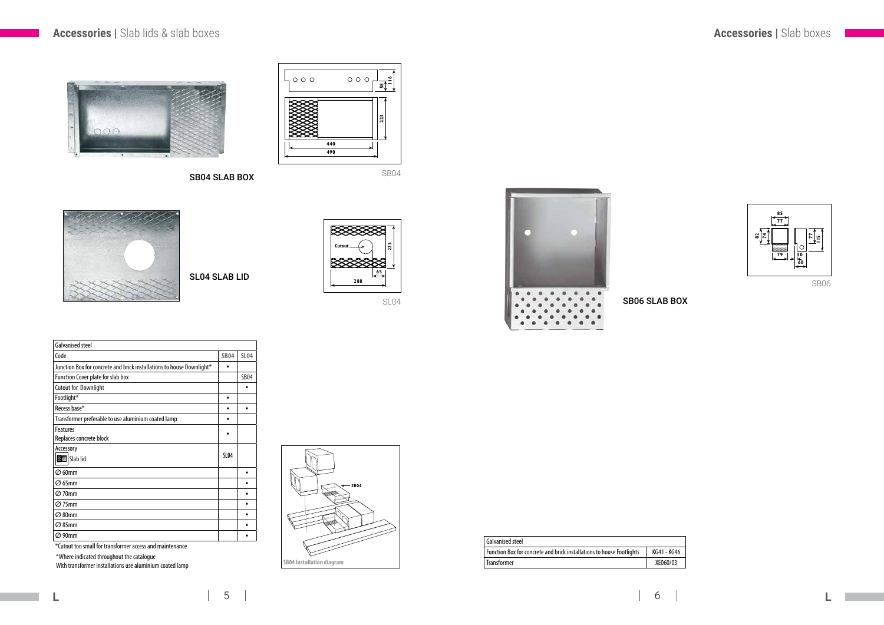# Accessories | Slab lids & slab boxes

SB04 SLAB BOX

SB04

SL04 SLAB LID

SL04

| Galvanised steel | | |
|---|---|---|
| Code | SB04 | SL04 |
| Junction Box for concrete and brick installations to house Downlight* | • | |
| Function Cover plate for slab box | | SB04 |
| Cutout for Downlight | | • |
| Footlight* | • | |
| Recess base* | • | • |
| Transformer preferable to use aluminium coated lamp | • | |
| Features<br>Replaces concrete block | • | |
| Accessory<br>Slab lid | SL04 | |
| ∅ 60mm | | • |
| ∅ 65mm | | • |
| ∅ 70mm | | • |
| ∅ 75mm | | • |
| ∅ 80mm | | • |
| ∅ 85mm | | • |
| ∅ 90mm | | • |

*Cutout too small for transformer access and maintenance

*Where indicated throughout the catalogue
With transformer installations use aluminium coated lamp

SB04 Installation diagram

# Accessories | Slab boxes

SB06 SLAB BOX

SB06

| Galvanised steel | |
|---|---|
| Function Box for concrete and brick installations to house Footlights | KG41 - KG46 |
| Transformer | XE060/03 |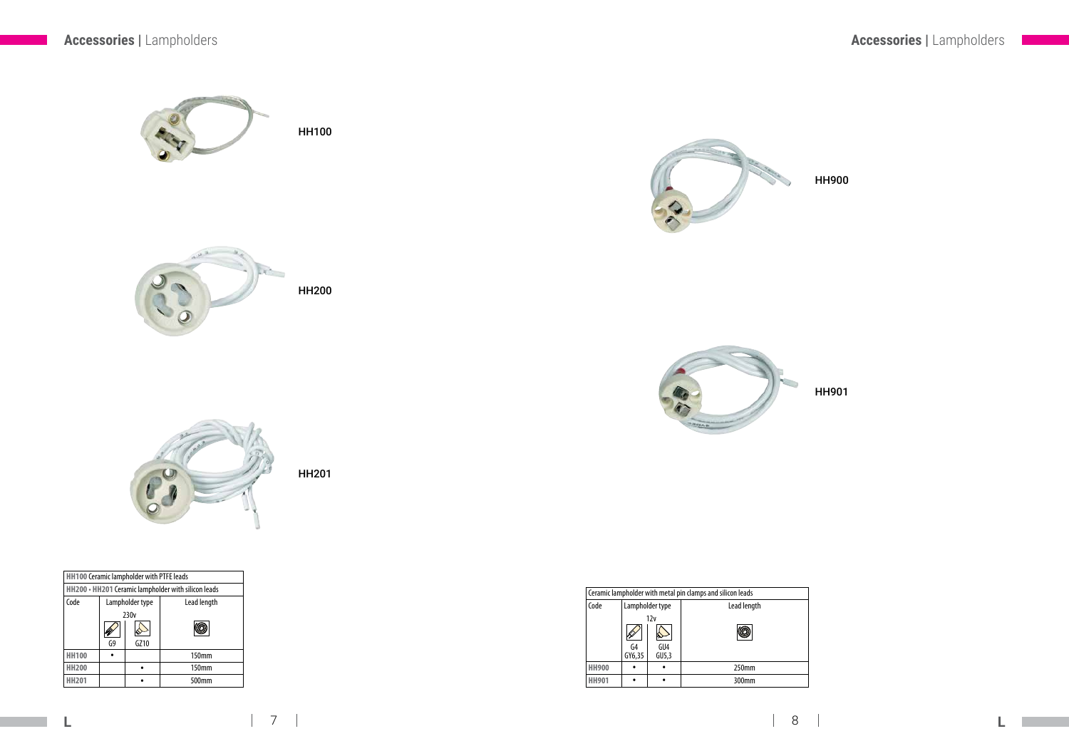HH100

HH200

HH201

| HH100 Ceramic lampholder with PTFE leads | | | |
|---|---|---|---|
| HH200 • HH201 Ceramic lampholder with silicon leads | | | |
| Code | Lampholder type 230v | | Lead length |
| | G9 | GZ10 | |
| HH100 | • | | 150mm |
| HH200 | | • | 150mm |
| HH201 | | • | 500mm |

HH900

HH901

| Ceramic lampholder with metal pin clamps and silicon leads | | | |
|---|---|---|---|
| Code | Lampholder type 12v | | Lead length |
| | G4 GY6,35 | GU4 GU5,3 | |
| HH900 | • | • | 250mm |
| HH901 | • | • | 300mm |